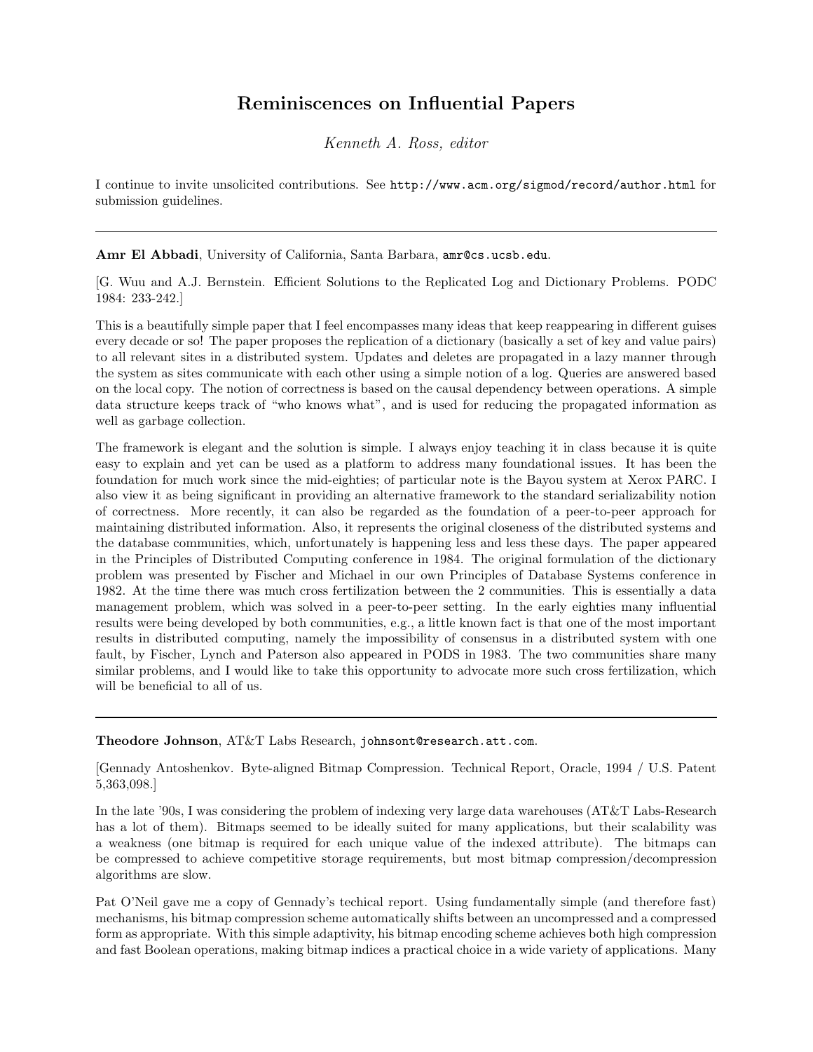# Reminiscences on Influential Papers

*Kenneth A. Ross, editor*

I continue to invite unsolicited contributions. See `http://www.acm.org/sigmod/record/author.html` for submission guidelines.

---

**Amr El Abbadi**, University of California, Santa Barbara, `amr@cs.ucsb.edu`.

[G. Wuu and A.J. Bernstein. Efficient Solutions to the Replicated Log and Dictionary Problems. PODC 1984: 233-242.]

This is a beautifully simple paper that I feel encompasses many ideas that keep reappearing in different guises every decade or so! The paper proposes the replication of a dictionary (basically a set of key and value pairs) to all relevant sites in a distributed system. Updates and deletes are propagated in a lazy manner through the system as sites communicate with each other using a simple notion of a log. Queries are answered based on the local copy. The notion of correctness is based on the causal dependency between operations. A simple data structure keeps track of "who knows what", and is used for reducing the propagated information as well as garbage collection.

The framework is elegant and the solution is simple. I always enjoy teaching it in class because it is quite easy to explain and yet can be used as a platform to address many foundational issues. It has been the foundation for much work since the mid-eighties; of particular note is the Bayou system at Xerox PARC. I also view it as being significant in providing an alternative framework to the standard serializability notion of correctness. More recently, it can also be regarded as the foundation of a peer-to-peer approach for maintaining distributed information. Also, it represents the original closeness of the distributed systems and the database communities, which, unfortunately is happening less and less these days. The paper appeared in the Principles of Distributed Computing conference in 1984. The original formulation of the dictionary problem was presented by Fischer and Michael in our own Principles of Database Systems conference in 1982. At the time there was much cross fertilization between the 2 communities. This is essentially a data management problem, which was solved in a peer-to-peer setting. In the early eighties many influential results were being developed by both communities, e.g., a little known fact is that one of the most important results in distributed computing, namely the impossibility of consensus in a distributed system with one fault, by Fischer, Lynch and Paterson also appeared in PODS in 1983. The two communities share many similar problems, and I would like to take this opportunity to advocate more such cross fertilization, which will be beneficial to all of us.

---

**Theodore Johnson**, AT&T Labs Research, `johnsont@research.att.com`.

[Gennady Antoshenkov. Byte-aligned Bitmap Compression. Technical Report, Oracle, 1994 / U.S. Patent 5,363,098.]

In the late '90s, I was considering the problem of indexing very large data warehouses (AT&T Labs-Research has a lot of them). Bitmaps seemed to be ideally suited for many applications, but their scalability was a weakness (one bitmap is required for each unique value of the indexed attribute). The bitmaps can be compressed to achieve competitive storage requirements, but most bitmap compression/decompression algorithms are slow.

Pat O'Neil gave me a copy of Gennady's techical report. Using fundamentally simple (and therefore fast) mechanisms, his bitmap compression scheme automatically shifts between an uncompressed and a compressed form as appropriate. With this simple adaptivity, his bitmap encoding scheme achieves both high compression and fast Boolean operations, making bitmap indices a practical choice in a wide variety of applications. Many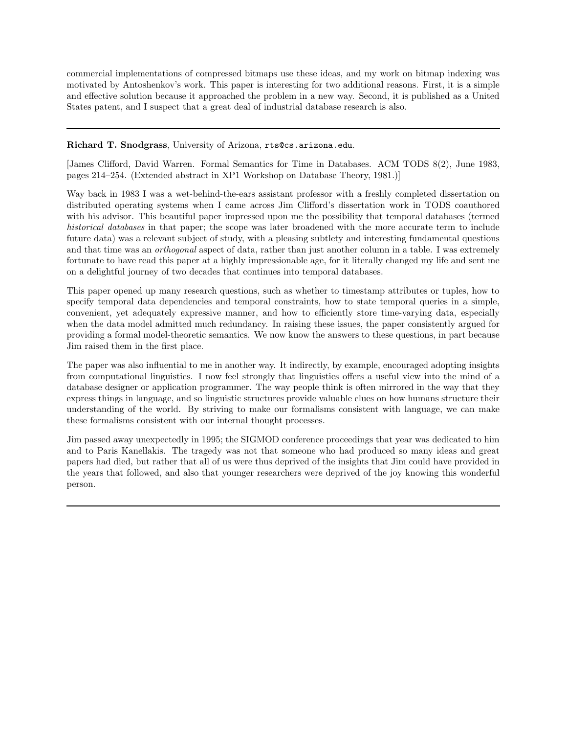commercial implementations of compressed bitmaps use these ideas, and my work on bitmap indexing was motivated by Antoshenkov's work. This paper is interesting for two additional reasons. First, it is a simple and effective solution because it approached the problem in a new way. Second, it is published as a United States patent, and I suspect that a great deal of industrial database research is also.

---

**Richard T. Snodgrass**, University of Arizona, `rts@cs.arizona.edu`.

[James Clifford, David Warren. Formal Semantics for Time in Databases. ACM TODS 8(2), June 1983, pages 214–254. (Extended abstract in XP1 Workshop on Database Theory, 1981.)]

Way back in 1983 I was a wet-behind-the-ears assistant professor with a freshly completed dissertation on distributed operating systems when I came across Jim Clifford's dissertation work in TODS coauthored with his advisor. This beautiful paper impressed upon me the possibility that temporal databases (termed *historical databases* in that paper; the scope was later broadened with the more accurate term to include future data) was a relevant subject of study, with a pleasing subtlety and interesting fundamental questions and that time was an *orthogonal* aspect of data, rather than just another column in a table. I was extremely fortunate to have read this paper at a highly impressionable age, for it literally changed my life and sent me on a delightful journey of two decades that continues into temporal databases.

This paper opened up many research questions, such as whether to timestamp attributes or tuples, how to specify temporal data dependencies and temporal constraints, how to state temporal queries in a simple, convenient, yet adequately expressive manner, and how to efficiently store time-varying data, especially when the data model admitted much redundancy. In raising these issues, the paper consistently argued for providing a formal model-theoretic semantics. We now know the answers to these questions, in part because Jim raised them in the first place.

The paper was also influential to me in another way. It indirectly, by example, encouraged adopting insights from computational linguistics. I now feel strongly that linguistics offers a useful view into the mind of a database designer or application programmer. The way people think is often mirrored in the way that they express things in language, and so linguistic structures provide valuable clues on how humans structure their understanding of the world. By striving to make our formalisms consistent with language, we can make these formalisms consistent with our internal thought processes.

Jim passed away unexpectedly in 1995; the SIGMOD conference proceedings that year was dedicated to him and to Paris Kanellakis. The tragedy was not that someone who had produced so many ideas and great papers had died, but rather that all of us were thus deprived of the insights that Jim could have provided in the years that followed, and also that younger researchers were deprived of the joy knowing this wonderful person.

---